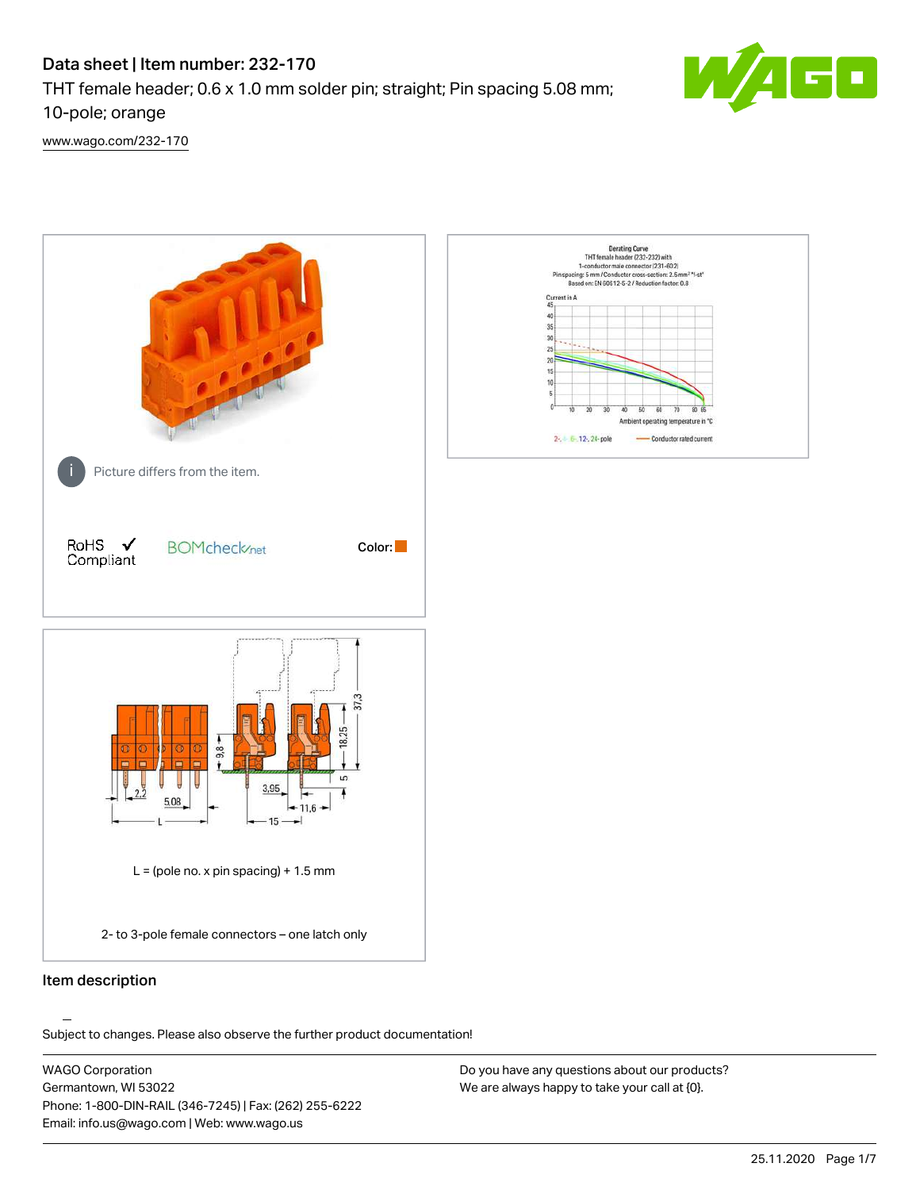# Data sheet | Item number: 232-170

THT female header; 0.6 x 1.0 mm solder pin; straight; Pin spacing 5.08 mm; 10-pole; orange

www.wago.com/232-170

Picture differs from the item.

RoHS ✓ Compliant

BOMcheck.net

Color:

Derating Curve
THT female header (232-232) with
1-conductor male connector (231-602)
Pin spacing: 5 mm / Conductor cross-section: 2.5mm² "f-st"
Based on: EN 60512-5-2 / Reduction factor: 0.8

Current in A

Ambient operating temperature in °C

2-, 4-, 6-, 12-, 24-pole

Conductor rated current

L = (pole no. x pin spacing) + 1.5 mm

2- to 3-pole female connectors – one latch only

## Item description

Subject to changes. Please also observe the further product documentation!

WAGO Corporation
Germantown, WI 53022
Phone: 1-800-DIN-RAIL (346-7245) | Fax: (262) 255-6222
Email: info.us@wago.com | Web: www.wago.us

Do you have any questions about our products?
We are always happy to take your call at {0}.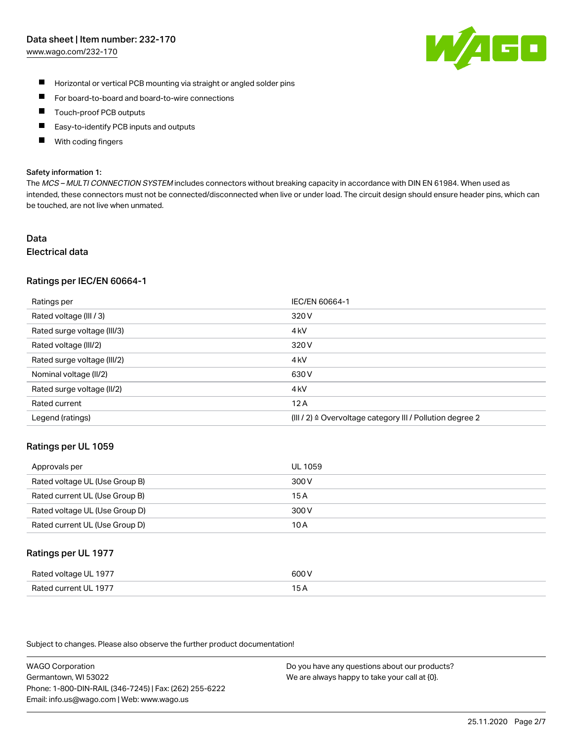- Horizontal or vertical PCB mounting via straight or angled solder pins
- For board-to-board and board-to-wire connections
- Touch-proof PCB outputs
- Easy-to-identify PCB inputs and outputs
- With coding fingers

**Safety information 1:**

The *MCS – MULTI CONNECTION SYSTEM* includes connectors without breaking capacity in accordance with DIN EN 61984. When used as intended, these connectors must not be connected/disconnected when live or under load. The circuit design should ensure header pins, which can be touched, are not live when unmated.

# Data

## Electrical data

### Ratings per IEC/EN 60664-1

| Ratings per | IEC/EN 60664-1 |
|---|---|
| Rated voltage (III / 3) | 320 V |
| Rated surge voltage (III/3) | 4 kV |
| Rated voltage (III/2) | 320 V |
| Rated surge voltage (III/2) | 4 kV |
| Nominal voltage (II/2) | 630 V |
| Rated surge voltage (II/2) | 4 kV |
| Rated current | 12 A |
| Legend (ratings) | (III / 2) ≙ Overvoltage category III / Pollution degree 2 |

### Ratings per UL 1059

| Approvals per | UL 1059 |
|---|---|
| Rated voltage UL (Use Group B) | 300 V |
| Rated current UL (Use Group B) | 15 A |
| Rated voltage UL (Use Group D) | 300 V |
| Rated current UL (Use Group D) | 10 A |

### Ratings per UL 1977

| Rated voltage UL 1977 | 600 V |
|---|---|
| Rated current UL 1977 | 15 A |

Subject to changes. Please also observe the further product documentation!

WAGO Corporation
Germantown, WI 53022
Phone: 1-800-DIN-RAIL (346-7245) | Fax: (262) 255-6222
Email: info.us@wago.com | Web: www.wago.us

Do you have any questions about our products?
We are always happy to take your call at {0}.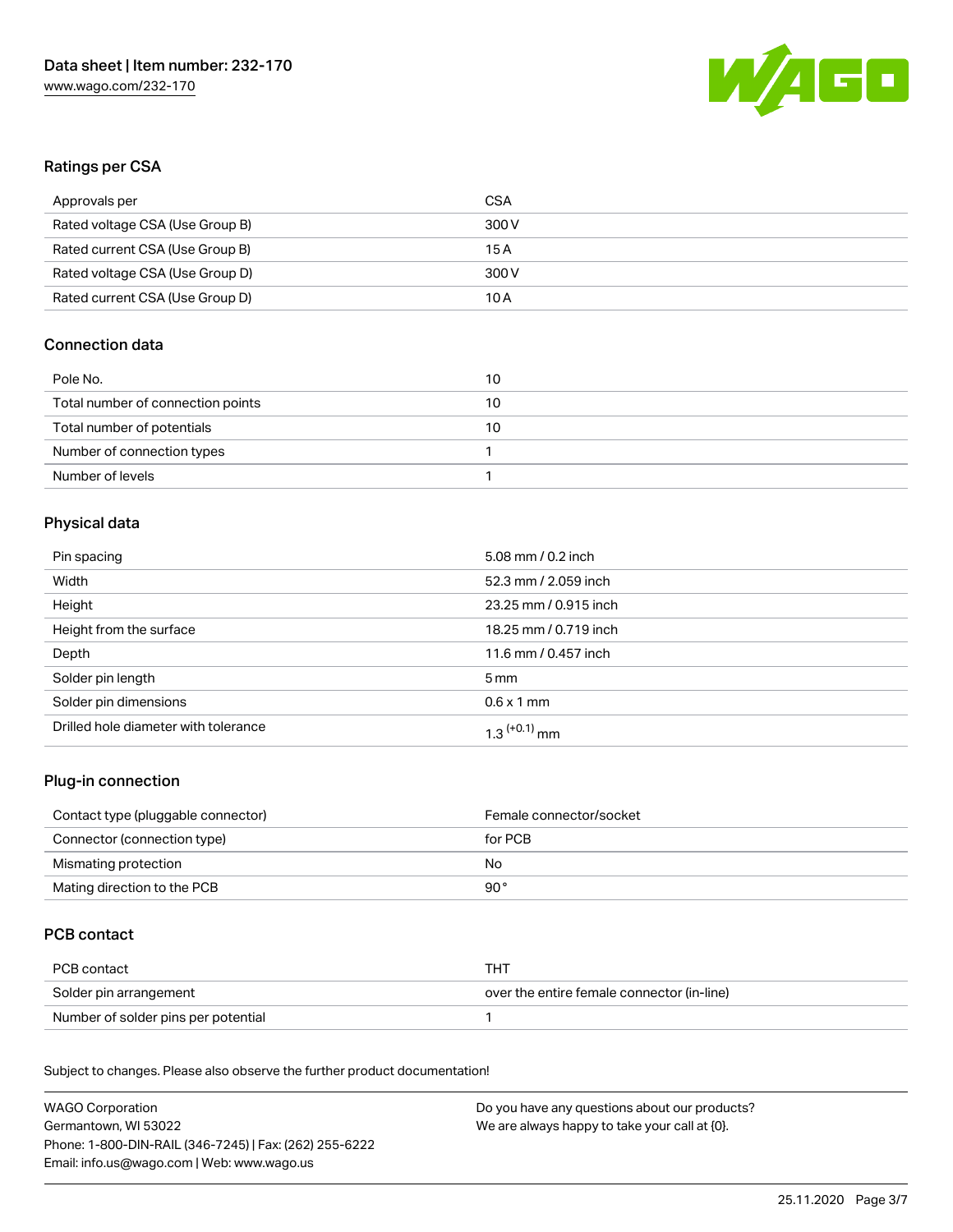## Ratings per CSA

| Approvals per | CSA |
| --- | --- |
| Rated voltage CSA (Use Group B) | 300 V |
| Rated current CSA (Use Group B) | 15 A |
| Rated voltage CSA (Use Group D) | 300 V |
| Rated current CSA (Use Group D) | 10 A |

## Connection data

| Pole No. | 10 |
| --- | --- |
| Total number of connection points | 10 |
| Total number of potentials | 10 |
| Number of connection types | 1 |
| Number of levels | 1 |

## Physical data

| Pin spacing | 5.08 mm / 0.2 inch |
| --- | --- |
| Width | 52.3 mm / 2.059 inch |
| Height | 23.25 mm / 0.915 inch |
| Height from the surface | 18.25 mm / 0.719 inch |
| Depth | 11.6 mm / 0.457 inch |
| Solder pin length | 5 mm |
| Solder pin dimensions | 0.6 x 1 mm |
| Drilled hole diameter with tolerance | $1.3^{(+0.1)}$ mm |

## Plug-in connection

| Contact type (pluggable connector) | Female connector/socket |
| --- | --- |
| Connector (connection type) | for PCB |
| Mismatching protection | No |
| Mating direction to the PCB | 90 ° |

## PCB contact

| PCB contact | THT |
| --- | --- |
| Solder pin arrangement | over the entire female connector (in-line) |
| Number of solder pins per potential | 1 |

Subject to changes. Please also observe the further product documentation!

WAGO Corporation
Germantown, WI 53022
Phone: 1-800-DIN-RAIL (346-7245) | Fax: (262) 255-6222
Email: info.us@wago.com | Web: www.wago.us

Do you have any questions about our products?
We are always happy to take your call at {0}.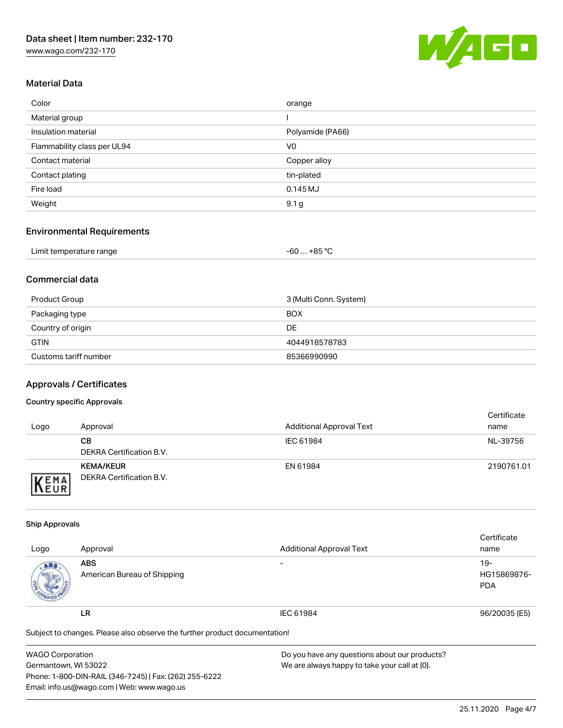## Material Data

| | |
|---|---|
| Color | orange |
| Material group | I |
| Insulation material | Polyamide (PA66) |
| Flammability class per UL94 | V0 |
| Contact material | Copper alloy |
| Contact plating | tin-plated |
| Fire load | 0.145 MJ |
| Weight | 9.1 g |

## Environmental Requirements

| | |
|---|---|
| Limit temperature range | -60 … +85 °C |

## Commercial data

| | |
|---|---|
| Product Group | 3 (Multi Conn. System) |
| Packaging type | BOX |
| Country of origin | DE |
| GTIN | 4044918578783 |
| Customs tariff number | 85366990990 |

## Approvals / Certificates

### Country specific Approvals

| Logo | Approval | Additional Approval Text | Certificate name |
|---|---|---|---|
| | **CB**<br>DEKRA Certification B.V. | IEC 61984 | NL-39756 |
| | **KEMA/KEUR**<br>DEKRA Certification B.V. | EN 61984 | 2190761.01 |

### Ship Approvals

| Logo | Approval | Additional Approval Text | Certificate name |
|---|---|---|---|
| | **ABS**<br>American Bureau of Shipping | - | 19-HG15869876-PDA |
| | **LR** | IEC 61984 | 96/20035 (E5) |

Subject to changes. Please also observe the further product documentation!

WAGO Corporation
Germantown, WI 53022
Phone: 1-800-DIN-RAIL (346-7245) | Fax: (262) 255-6222
Email: info.us@wago.com | Web: www.wago.us

Do you have any questions about our products?
We are always happy to take your call at {0}.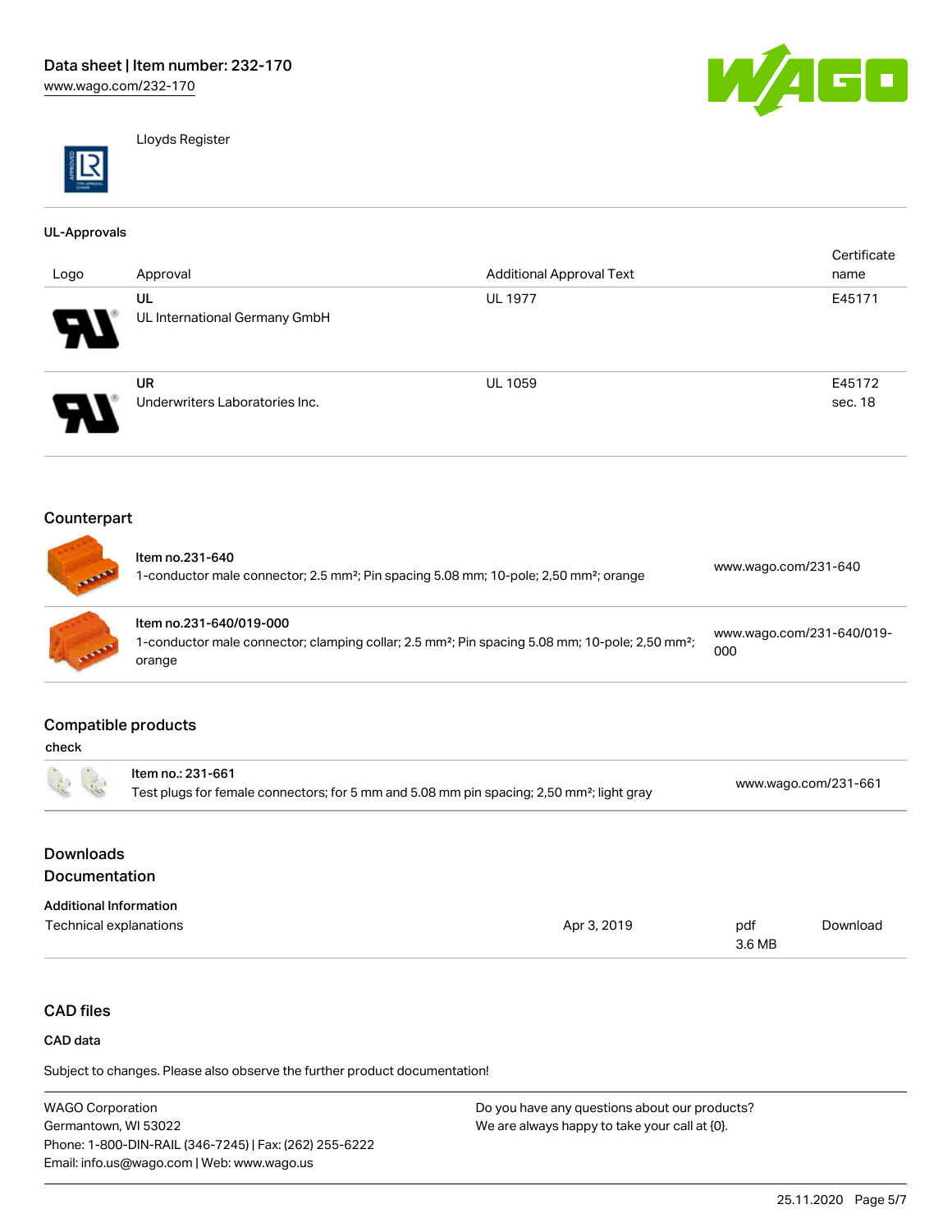Lloyds Register

### UL-Approvals

| Logo | Approval | Additional Approval Text | Certificate name |
|---|---|---|---|
| | UL<br>UL International Germany GmbH | UL 1977 | E45171 |
| | UR<br>Underwriters Laboratories Inc. | UL 1059 | E45172 sec. 18 |

## Counterpart

| | | |
|---|---|---|
| | **Item no.231-640**<br>1-conductor male connector; 2.5 mm²; Pin spacing 5.08 mm; 10-pole; 2,50 mm²; orange | www.wago.com/231-640 |
| | **Item no.231-640/019-000**<br>1-conductor male connector; clamping collar; 2.5 mm²; Pin spacing 5.08 mm; 10-pole; 2,50 mm²; orange | www.wago.com/231-640/019-000 |

## Compatible products

check

| | | |
|---|---|---|
| | Item no.: 231-661<br>Test plugs for female connectors; for 5 mm and 5.08 mm pin spacing; 2,50 mm²; light gray | www.wago.com/231-661 |

## Downloads
## Documentation

### Additional Information

| | | | |
|---|---|---|---|
| Technical explanations | Apr 3, 2019 | pdf<br>3.6 MB | Download |

## CAD files

### CAD data

Subject to changes. Please also observe the further product documentation!

WAGO Corporation
Germantown, WI 53022
Phone: 1-800-DIN-RAIL (346-7245) | Fax: (262) 255-6222
Email: info.us@wago.com | Web: www.wago.us

Do you have any questions about our products?
We are always happy to take your call at {0}.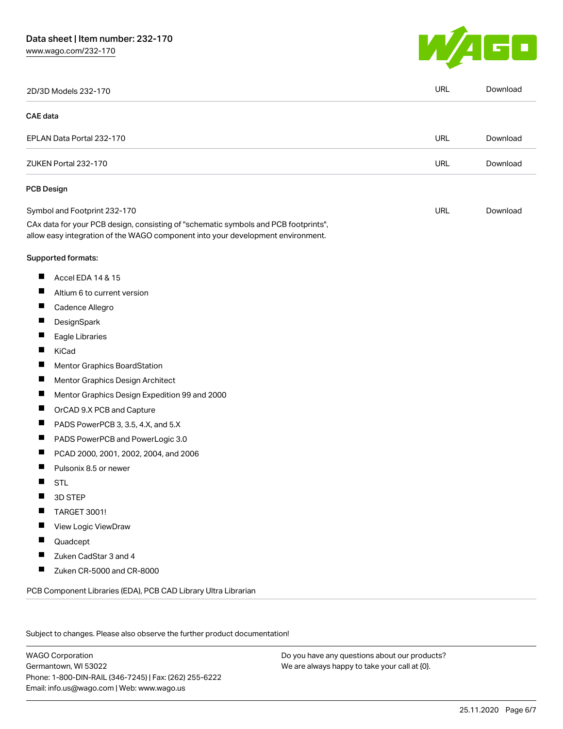| 2D/3D Models 232-170 | URL | Download |
| --- | --- | --- |

**CAE data**

| EPLAN Data Portal 232-170 | URL | Download |
| --- | --- | --- |
| ZUKEN Portal 232-170 | URL | Download |

**PCB Design**

| Symbol and Footprint 232-170 | URL | Download |
| --- | --- | --- |

CAx data for your PCB design, consisting of "schematic symbols and PCB footprints", allow easy integration of the WAGO component into your development environment.

Supported formats:

- Accel EDA 14 & 15
- Altium 6 to current version
- Cadence Allegro
- DesignSpark
- Eagle Libraries
- KiCad
- Mentor Graphics BoardStation
- Mentor Graphics Design Architect
- Mentor Graphics Design Expedition 99 and 2000
- OrCAD 9.X PCB and Capture
- PADS PowerPCB 3, 3.5, 4.X, and 5.X
- PADS PowerPCB and PowerLogic 3.0
- PCAD 2000, 2001, 2002, 2004, and 2006
- Pulsonix 8.5 or newer
- STL
- 3D STEP
- TARGET 3001!
- View Logic ViewDraw
- Quadcept
- Zuken CadStar 3 and 4
- Zuken CR-5000 and CR-8000

PCB Component Libraries (EDA), PCB CAD Library Ultra Librarian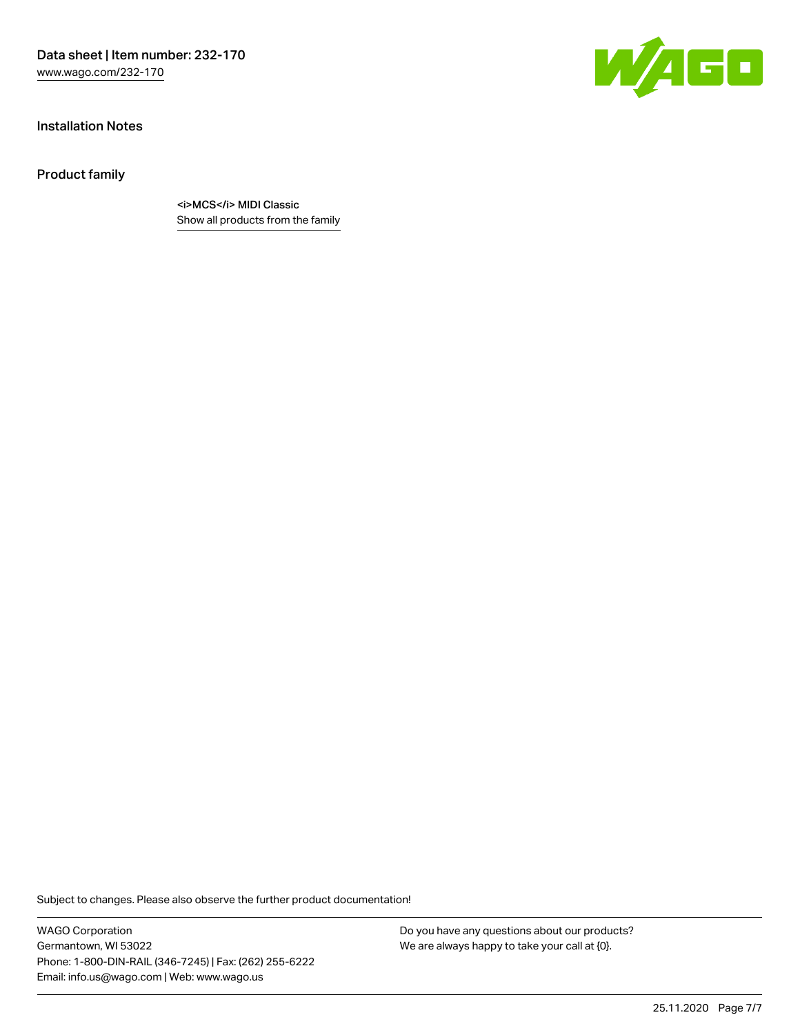## Installation Notes

## Product family

<i>MCS</i> MIDI Classic
Show all products from the family

Subject to changes. Please also observe the further product documentation!

WAGO Corporation
Germantown, WI 53022
Phone: 1-800-DIN-RAIL (346-7245) | Fax: (262) 255-6222
Email: info.us@wago.com | Web: www.wago.us

Do you have any questions about our products?
We are always happy to take your call at {0}.